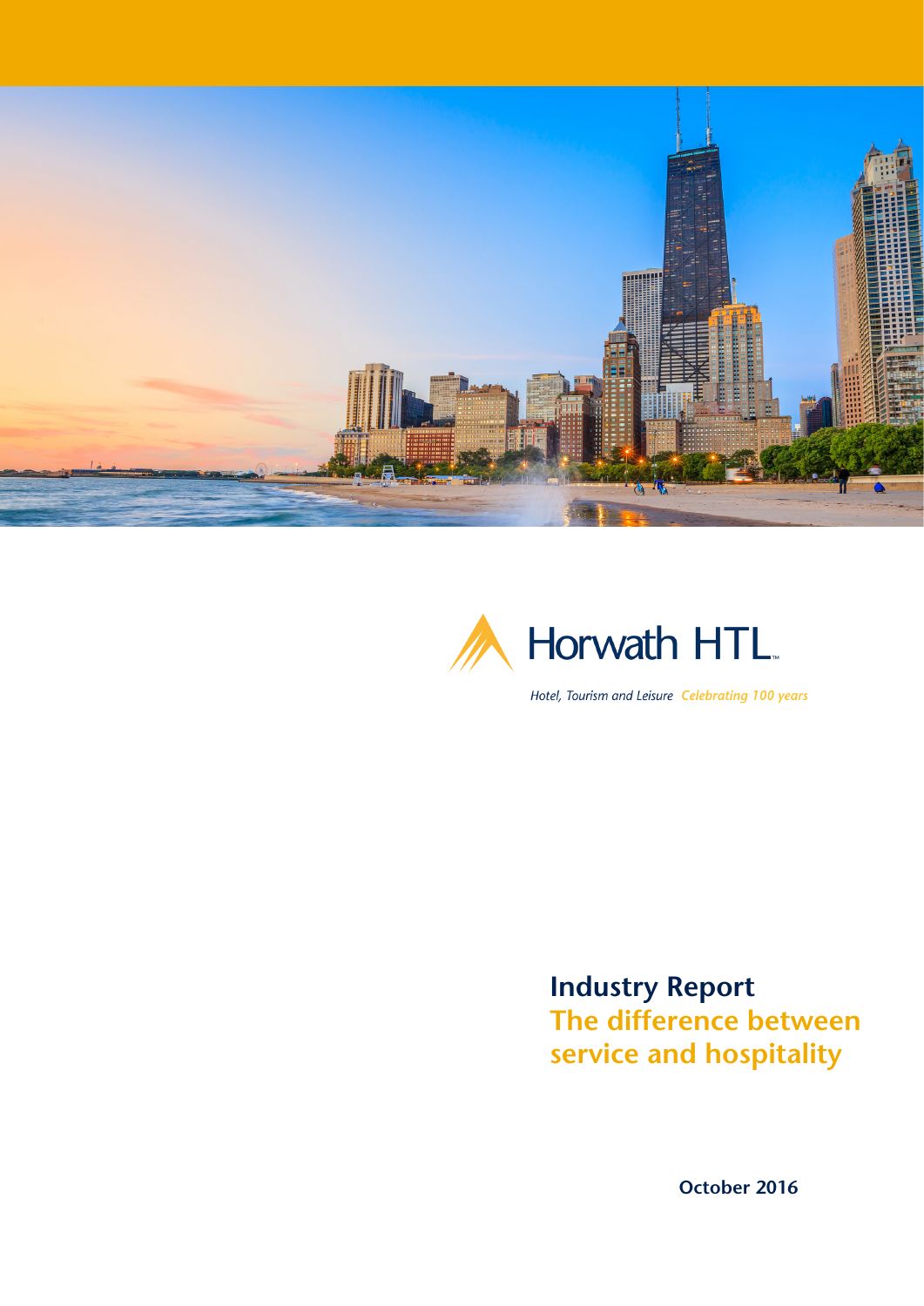Horwath HTL

*Hotel, Tourism and Leisure* *Celebrating 100 years*

# Industry Report

## The difference between service and hospitality

**October 2016**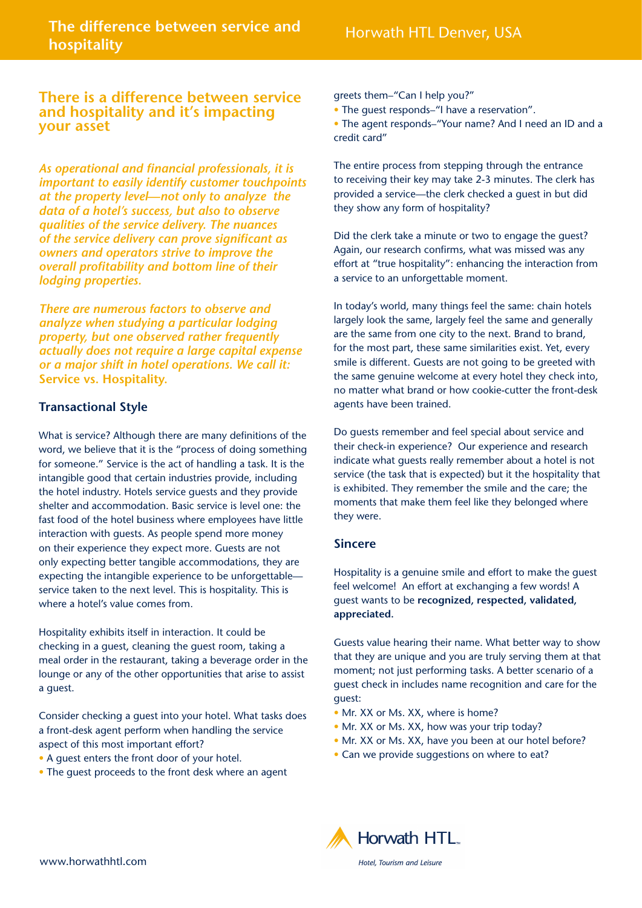# There is a difference between service and hospitality and it's impacting your asset

*As operational and financial professionals, it is important to easily identify customer touchpoints at the property level—not only to analyze the data of a hotel's success, but also to observe qualities of the service delivery. The nuances of the service delivery can prove significant as owners and operators strive to improve the overall profitability and bottom line of their lodging properties.*

*There are numerous factors to observe and analyze when studying a particular lodging property, but one observed rather frequently actually does not require a large capital expense or a major shift in hotel operations. We call it:* ***Service vs. Hospitality.***

## Transactional Style

What is service? Although there are many definitions of the word, we believe that it is the "process of doing something for someone." Service is the act of handling a task. It is the intangible good that certain industries provide, including the hotel industry. Hotels service guests and they provide shelter and accommodation. Basic service is level one: the fast food of the hotel business where employees have little interaction with guests. As people spend more money on their experience they expect more. Guests are not only expecting better tangible accommodations, they are expecting the intangible experience to be unforgettable—service taken to the next level. This is hospitality. This is where a hotel's value comes from.

Hospitality exhibits itself in interaction. It could be checking in a guest, cleaning the guest room, taking a meal order in the restaurant, taking a beverage order in the lounge or any of the other opportunities that arise to assist a guest.

Consider checking a guest into your hotel. What tasks does a front-desk agent perform when handling the service aspect of this most important effort?

- A guest enters the front door of your hotel.
- The guest proceeds to the front desk where an agent greets them–"Can I help you?"
- The guest responds–"I have a reservation".
- The agent responds–"Your name? And I need an ID and a credit card"

The entire process from stepping through the entrance to receiving their key may take 2-3 minutes. The clerk has provided a service—the clerk checked a guest in but did they show any form of hospitality?

Did the clerk take a minute or two to engage the guest? Again, our research confirms, what was missed was any effort at "true hospitality": enhancing the interaction from a service to an unforgettable moment.

In today's world, many things feel the same: chain hotels largely look the same, largely feel the same and generally are the same from one city to the next. Brand to brand, for the most part, these same similarities exist. Yet, every smile is different. Guests are not going to be greeted with the same genuine welcome at every hotel they check into, no matter what brand or how cookie-cutter the front-desk agents have been trained.

Do guests remember and feel special about service and their check-in experience? Our experience and research indicate what guests really remember about a hotel is not service (the task that is expected) but it the hospitality that is exhibited. They remember the smile and the care; the moments that make them feel like they belonged where they were.

## Sincere

Hospitality is a genuine smile and effort to make the guest feel welcome! An effort at exchanging a few words! A guest wants to be **recognized, respected, validated, appreciated.**

Guests value hearing their name. What better way to show that they are unique and you are truly serving them at that moment; not just performing tasks. A better scenario of a guest check in includes name recognition and care for the guest:

- Mr. XX or Ms. XX, where is home?
- Mr. XX or Ms. XX, how was your trip today?
- Mr. XX or Ms. XX, have you been at our hotel before?
- Can we provide suggestions on where to eat?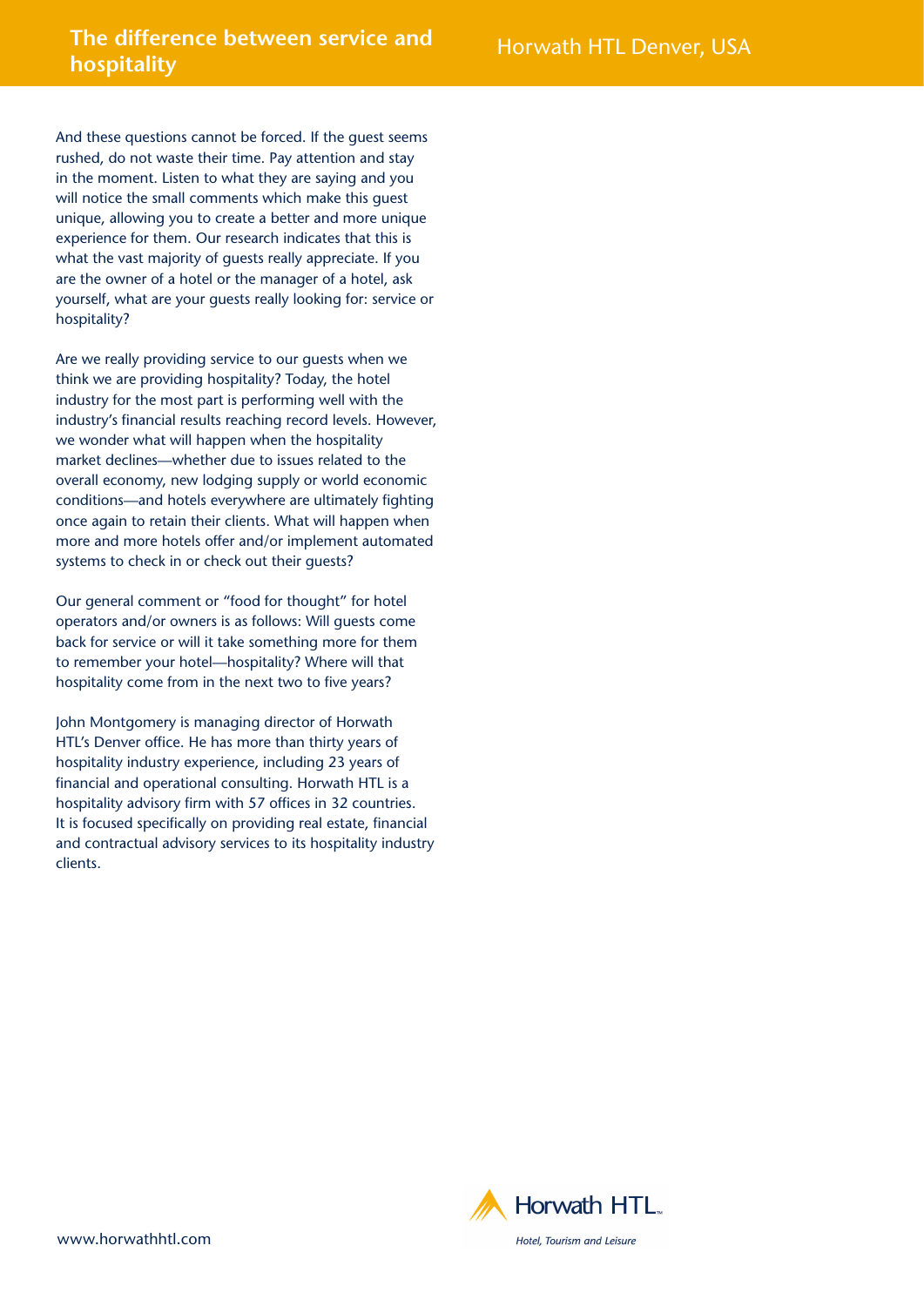And these questions cannot be forced. If the guest seems rushed, do not waste their time. Pay attention and stay in the moment. Listen to what they are saying and you will notice the small comments which make this guest unique, allowing you to create a better and more unique experience for them. Our research indicates that this is what the vast majority of guests really appreciate. If you are the owner of a hotel or the manager of a hotel, ask yourself, what are your guests really looking for: service or hospitality?

Are we really providing service to our guests when we think we are providing hospitality? Today, the hotel industry for the most part is performing well with the industry's financial results reaching record levels. However, we wonder what will happen when the hospitality market declines—whether due to issues related to the overall economy, new lodging supply or world economic conditions—and hotels everywhere are ultimately fighting once again to retain their clients. What will happen when more and more hotels offer and/or implement automated systems to check in or check out their guests?

Our general comment or "food for thought" for hotel operators and/or owners is as follows: Will guests come back for service or will it take something more for them to remember your hotel—hospitality? Where will that hospitality come from in the next two to five years?

John Montgomery is managing director of Horwath HTL's Denver office. He has more than thirty years of hospitality industry experience, including 23 years of financial and operational consulting. Horwath HTL is a hospitality advisory firm with 57 offices in 32 countries. It is focused specifically on providing real estate, financial and contractual advisory services to its hospitality industry clients.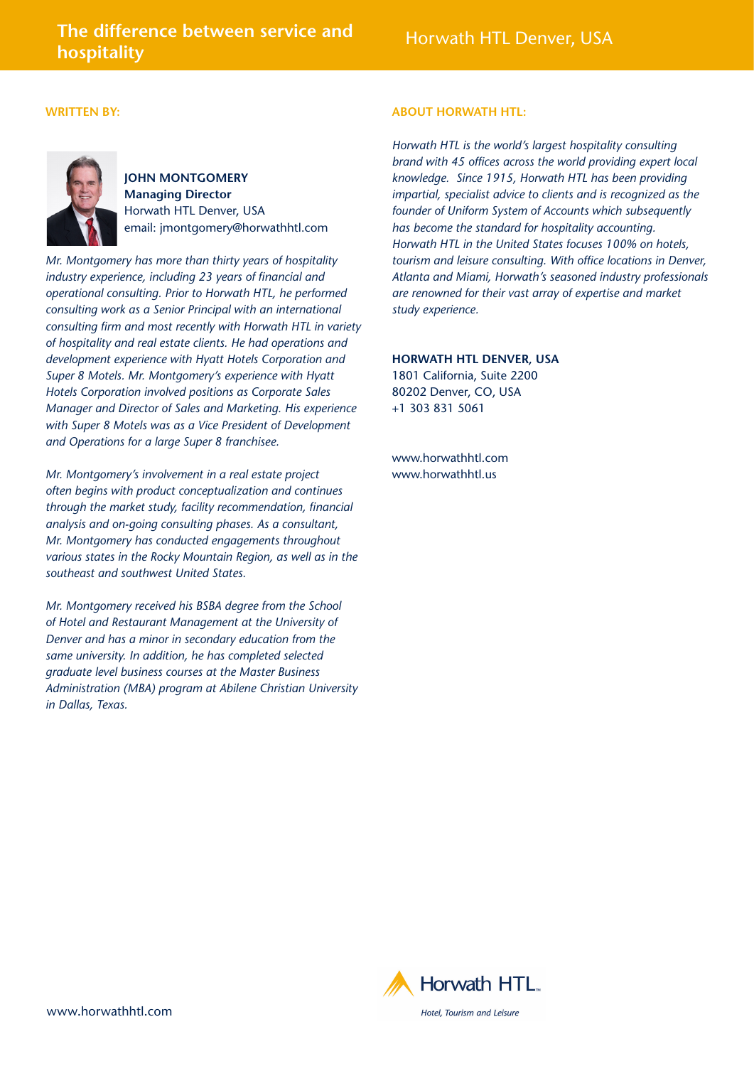## WRITTEN BY:

**JOHN MONTGOMERY**
**Managing Director**
Horwath HTL Denver, USA
email: jmontgomery@horwathhtl.com

*Mr. Montgomery has more than thirty years of hospitality industry experience, including 23 years of financial and operational consulting. Prior to Horwath HTL, he performed consulting work as a Senior Principal with an international consulting firm and most recently with Horwath HTL in variety of hospitality and real estate clients. He had operations and development experience with Hyatt Hotels Corporation and Super 8 Motels. Mr. Montgomery's experience with Hyatt Hotels Corporation involved positions as Corporate Sales Manager and Director of Sales and Marketing. His experience with Super 8 Motels was as a Vice President of Development and Operations for a large Super 8 franchisee.*

*Mr. Montgomery's involvement in a real estate project often begins with product conceptualization and continues through the market study, facility recommendation, financial analysis and on-going consulting phases. As a consultant, Mr. Montgomery has conducted engagements throughout various states in the Rocky Mountain Region, as well as in the southeast and southwest United States.*

*Mr. Montgomery received his BSBA degree from the School of Hotel and Restaurant Management at the University of Denver and has a minor in secondary education from the same university. In addition, he has completed selected graduate level business courses at the Master Business Administration (MBA) program at Abilene Christian University in Dallas, Texas.*

## ABOUT HORWATH HTL:

*Horwath HTL is the world's largest hospitality consulting brand with 45 offices across the world providing expert local knowledge. Since 1915, Horwath HTL has been providing impartial, specialist advice to clients and is recognized as the founder of Uniform System of Accounts which subsequently has become the standard for hospitality accounting. Horwath HTL in the United States focuses 100% on hotels, tourism and leisure consulting. With office locations in Denver, Atlanta and Miami, Horwath's seasoned industry professionals are renowned for their vast array of expertise and market study experience.*

**HORWATH HTL DENVER, USA**
1801 California, Suite 2200
80202 Denver, CO, USA
+1 303 831 5061

www.horwathhtl.com
www.horwathhtl.us

Horwath HTL
*Hotel, Tourism and Leisure*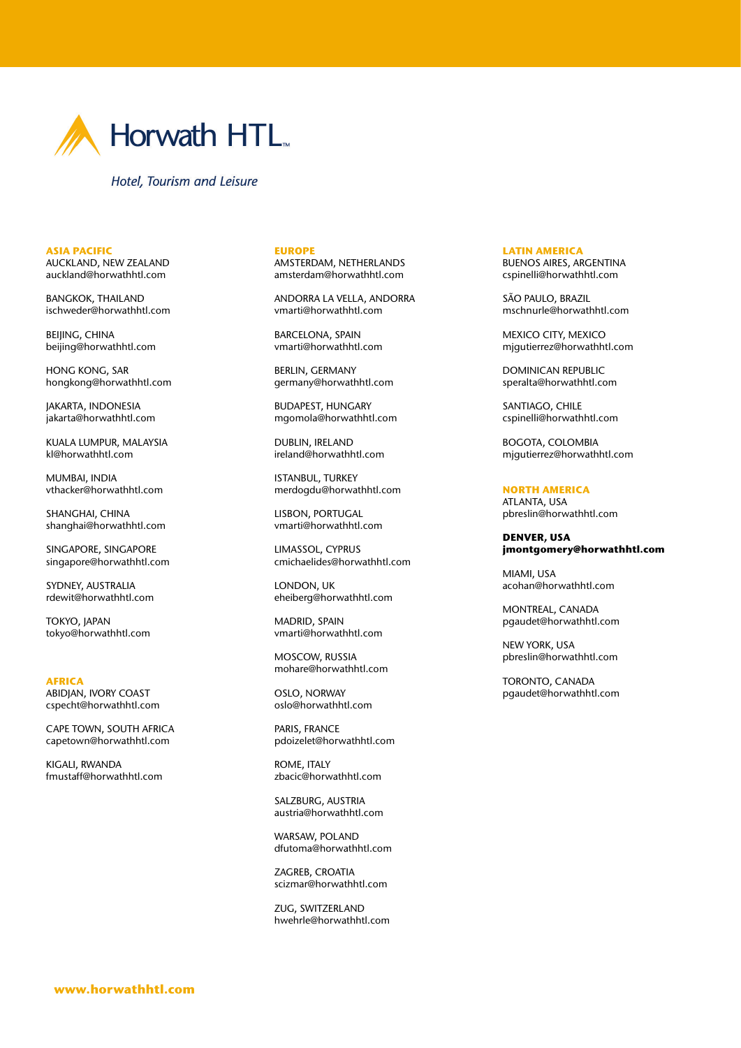# Horwath HTL

*Hotel, Tourism and Leisure*

## ASIA PACIFIC

AUCKLAND, NEW ZEALAND
auckland@horwathhtl.com

BANGKOK, THAILAND
ischweder@horwathhtl.com

BEIJING, CHINA
beijing@horwathhtl.com

HONG KONG, SAR
hongkong@horwathhtl.com

JAKARTA, INDONESIA
jakarta@horwathhtl.com

KUALA LUMPUR, MALAYSIA
kl@horwathhtl.com

MUMBAI, INDIA
vthacker@horwathhtl.com

SHANGHAI, CHINA
shanghai@horwathhtl.com

SINGAPORE, SINGAPORE
singapore@horwathhtl.com

SYDNEY, AUSTRALIA
rdewit@horwathhtl.com

TOKYO, JAPAN
tokyo@horwathhtl.com

## AFRICA

ABIDJAN, IVORY COAST
cspecht@horwathhtl.com

CAPE TOWN, SOUTH AFRICA
capetown@horwathhtl.com

KIGALI, RWANDA
fmustaff@horwathhtl.com

## EUROPE

AMSTERDAM, NETHERLANDS
amsterdam@horwathhtl.com

ANDORRA LA VELLA, ANDORRA
vmarti@horwathhtl.com

BARCELONA, SPAIN
vmarti@horwathhtl.com

BERLIN, GERMANY
germany@horwathhtl.com

BUDAPEST, HUNGARY
mgomola@horwathhtl.com

DUBLIN, IRELAND
ireland@horwathhtl.com

ISTANBUL, TURKEY
merdogdu@horwathhtl.com

LISBON, PORTUGAL
vmarti@horwathhtl.com

LIMASSOL, CYPRUS
cmichaelides@horwathhtl.com

LONDON, UK
eheiberg@horwathhtl.com

MADRID, SPAIN
vmarti@horwathhtl.com

MOSCOW, RUSSIA
mohare@horwathhtl.com

OSLO, NORWAY
oslo@horwathhtl.com

PARIS, FRANCE
pdoizelet@horwathhtl.com

ROME, ITALY
zbacic@horwathhtl.com

SALZBURG, AUSTRIA
austria@horwathhtl.com

WARSAW, POLAND
dfutoma@horwathhtl.com

ZAGREB, CROATIA
scizmar@horwathhtl.com

ZUG, SWITZERLAND
hwehrle@horwathhtl.com

## LATIN AMERICA

BUENOS AIRES, ARGENTINA
cspinelli@horwathhtl.com

SÃO PAULO, BRAZIL
mschnurle@horwathhtl.com

MEXICO CITY, MEXICO
mjgutierrez@horwathhtl.com

DOMINICAN REPUBLIC
speralta@horwathhtl.com

SANTIAGO, CHILE
cspinelli@horwathhtl.com

BOGOTA, COLOMBIA
mjgutierrez@horwathhtl.com

## NORTH AMERICA

ATLANTA, USA
pbreslin@horwathhtl.com

**DENVER, USA**
**jmontgomery@horwathhtl.com**

MIAMI, USA
acohan@horwathhtl.com

MONTREAL, CANADA
pgaudet@horwathhtl.com

NEW YORK, USA
pbreslin@horwathhtl.com

TORONTO, CANADA
pgaudet@horwathhtl.com

**www.horwathhtl.com**